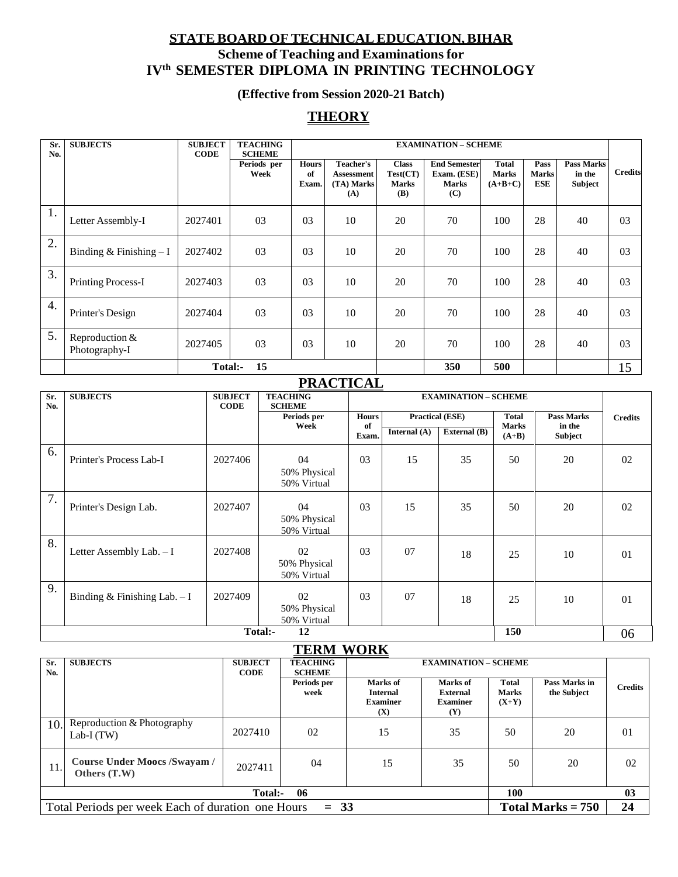# STATE BOARD OF TECHNICAL EDUCATION, BIHAR

## Scheme of Teaching and Examinations for

## IVth SEMESTER DIPLOMA IN PRINTING TECHNOLOGY

**(Effective from Session 2020-21 Batch)**

## THEORY

| Sr. No. | SUBJECTS | SUBJECT CODE | TEACHING SCHEME | EXAMINATION – SCHEME | | | | | | | Credits |
|---|---|---|---|---|---|---|---|---|---|---|---|
| | | | Periods per Week | Hours of Exam. | Teacher's Assessment (TA) Marks (A) | Class Test(CT) Marks (B) | End Semester Exam. (ESE) Marks (C) | Total Marks (A+B+C) | Pass Marks ESE | Pass Marks in the Subject | |
| 1. | Letter Assembly-I | 2027401 | 03 | 03 | 10 | 20 | 70 | 100 | 28 | 40 | 03 |
| 2. | Binding & Finishing – I | 2027402 | 03 | 03 | 10 | 20 | 70 | 100 | 28 | 40 | 03 |
| 3. | Printing Process-I | 2027403 | 03 | 03 | 10 | 20 | 70 | 100 | 28 | 40 | 03 |
| 4. | Printer's Design | 2027404 | 03 | 03 | 10 | 20 | 70 | 100 | 28 | 40 | 03 |
| 5. | Reproduction & Photography-I | 2027405 | 03 | 03 | 10 | 20 | 70 | 100 | 28 | 40 | 03 |
| | | Total:- | 15 | | | | 350 | 500 | | | 15 |

## PRACTICAL

| Sr. No. | SUBJECTS | SUBJECT CODE | TEACHING SCHEME | EXAMINATION – SCHEME | | | | | Credits |
|---|---|---|---|---|---|---|---|---|---|
| | | | Periods per Week | Hours of Exam. | Practical (ESE) | | Total Marks (A+B) | Pass Marks in the Subject | |
| | | | | | Internal (A) | External (B) | | | |
| 6. | Printer's Process Lab-I | 2027406 | 04<br>50% Physical<br>50% Virtual | 03 | 15 | 35 | 50 | 20 | 02 |
| 7. | Printer's Design Lab. | 2027407 | 04<br>50% Physical<br>50% Virtual | 03 | 15 | 35 | 50 | 20 | 02 |
| 8. | Letter Assembly Lab. – I | 2027408 | 02<br>50% Physical<br>50% Virtual | 03 | 07 | 18 | 25 | 10 | 01 |
| 9. | Binding & Finishing Lab. – I | 2027409 | 02<br>50% Physical<br>50% Virtual | 03 | 07 | 18 | 25 | 10 | 01 |
| | | Total:- | 12 | | | | 150 | | 06 |

## TERM WORK

| Sr. No. | SUBJECTS | SUBJECT CODE | TEACHING SCHEME | EXAMINATION – SCHEME | | | | Credits |
|---|---|---|---|---|---|---|---|---|
| | | | Periods per week | Marks of Internal Examiner (X) | Marks of External Examiner (Y) | Total Marks (X+Y) | Pass Marks in the Subject | |
| 10. | Reproduction & Photography Lab-I (TW) | 2027410 | 02 | 15 | 35 | 50 | 20 | 01 |
| 11. | **Course Under Moocs /Swayam / Others (T.W)** | 2027411 | 04 | 15 | 35 | 50 | 20 | 02 |
| | | Total:- | 06 | | | 100 | | 03 |
| Total Periods per week Each of duration one Hours | | | = 33 | | | Total Marks = 750 | | 24 |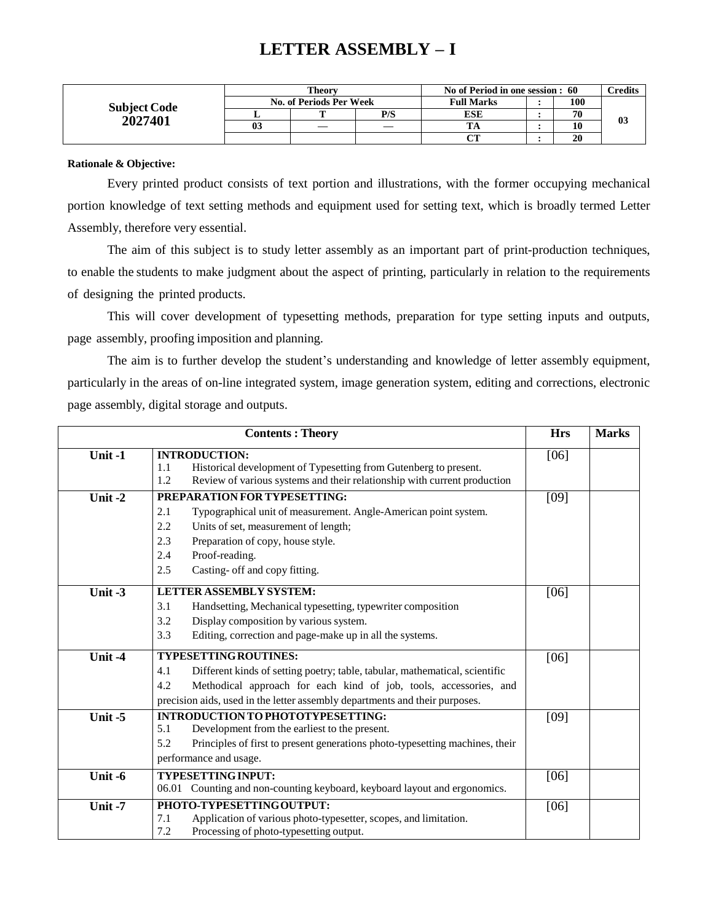# LETTER ASSEMBLY – I

| Subject Code 2027401 | Theory | | | No of Period in one session : 60 | | | Credits |
|---|---|---|---|---|---|---|---|
| | No. of Periods Per Week | | | Full Marks | : | 100 | 03 |
| | L | T | P/S | ESE | : | 70 | |
| | 03 | — | — | TA | : | 10 | |
| | | | | CT | : | 20 | |

**Rationale & Objective:**

Every printed product consists of text portion and illustrations, with the former occupying mechanical portion knowledge of text setting methods and equipment used for setting text, which is broadly termed Letter Assembly, therefore very essential.

The aim of this subject is to study letter assembly as an important part of print-production techniques, to enable the students to make judgment about the aspect of printing, particularly in relation to the requirements of designing the printed products.

This will cover development of typesetting methods, preparation for type setting inputs and outputs, page assembly, proofing imposition and planning.

The aim is to further develop the student's understanding and knowledge of letter assembly equipment, particularly in the areas of on-line integrated system, image generation system, editing and corrections, electronic page assembly, digital storage and outputs.

| Contents : Theory | | Hrs | Marks |
|---|---|---|---|
| Unit -1 | **INTRODUCTION:**<br>1.1 Historical development of Typesetting from Gutenberg to present.<br>1.2 Review of various systems and their relationship with current production | [06] | |
| Unit -2 | **PREPARATION FOR TYPESETTING:**<br>2.1 Typographical unit of measurement. Angle-American point system.<br>2.2 Units of set, measurement of length;<br>2.3 Preparation of copy, house style.<br>2.4 Proof-reading.<br>2.5 Casting- off and copy fitting. | [09] | |
| Unit -3 | **LETTER ASSEMBLY SYSTEM:**<br>3.1 Handsetting, Mechanical typesetting, typewriter composition<br>3.2 Display composition by various system.<br>3.3 Editing, correction and page-make up in all the systems. | [06] | |
| Unit -4 | **TYPESETTING ROUTINES:**<br>4.1 Different kinds of setting poetry; table, tabular, mathematical, scientific<br>4.2 Methodical approach for each kind of job, tools, accessories, and precision aids, used in the letter assembly departments and their purposes. | [06] | |
| Unit -5 | **INTRODUCTION TO PHOTOTYPESETTING:**<br>5.1 Development from the earliest to the present.<br>5.2 Principles of first to present generations photo-typesetting machines, their performance and usage. | [09] | |
| Unit -6 | **TYPESETTING INPUT:**<br>06.01 Counting and non-counting keyboard, keyboard layout and ergonomics. | [06] | |
| Unit -7 | **PHOTO-TYPESETTING OUTPUT:**<br>7.1 Application of various photo-typesetter, scopes, and limitation.<br>7.2 Processing of photo-typesetting output. | [06] | |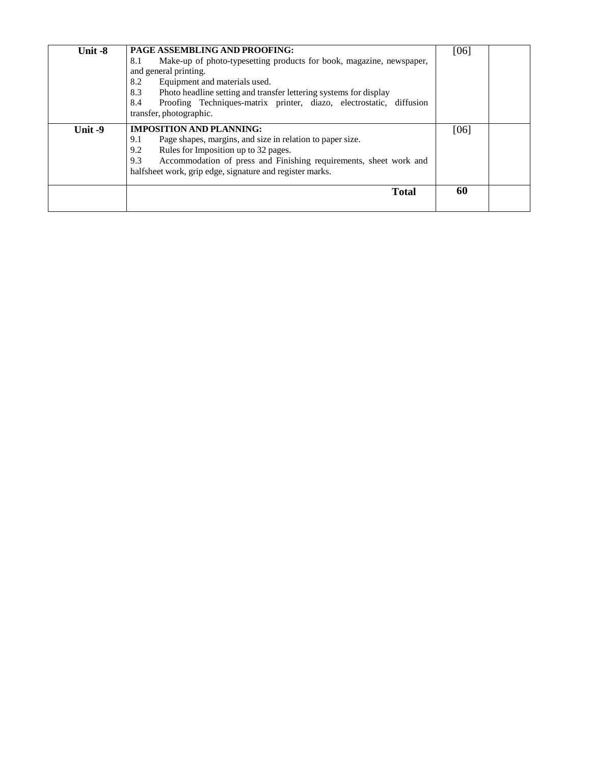| Unit -8 | **PAGE ASSEMBLING AND PROOFING:**<br>8.1 Make-up of photo-typesetting products for book, magazine, newspaper, and general printing.<br>8.2 Equipment and materials used.<br>8.3 Photo headline setting and transfer lettering systems for display<br>8.4 Proofing Techniques-matrix printer, diazo, electrostatic, diffusion transfer, photographic. | [06] | |
|---|---|---|---|
| Unit -9 | **IMPOSITION AND PLANNING:**<br>9.1 Page shapes, margins, and size in relation to paper size.<br>9.2 Rules for Imposition up to 32 pages.<br>9.3 Accommodation of press and Finishing requirements, sheet work and halfsheet work, grip edge, signature and register marks. | [06] | |
| | **Total** | **60** | |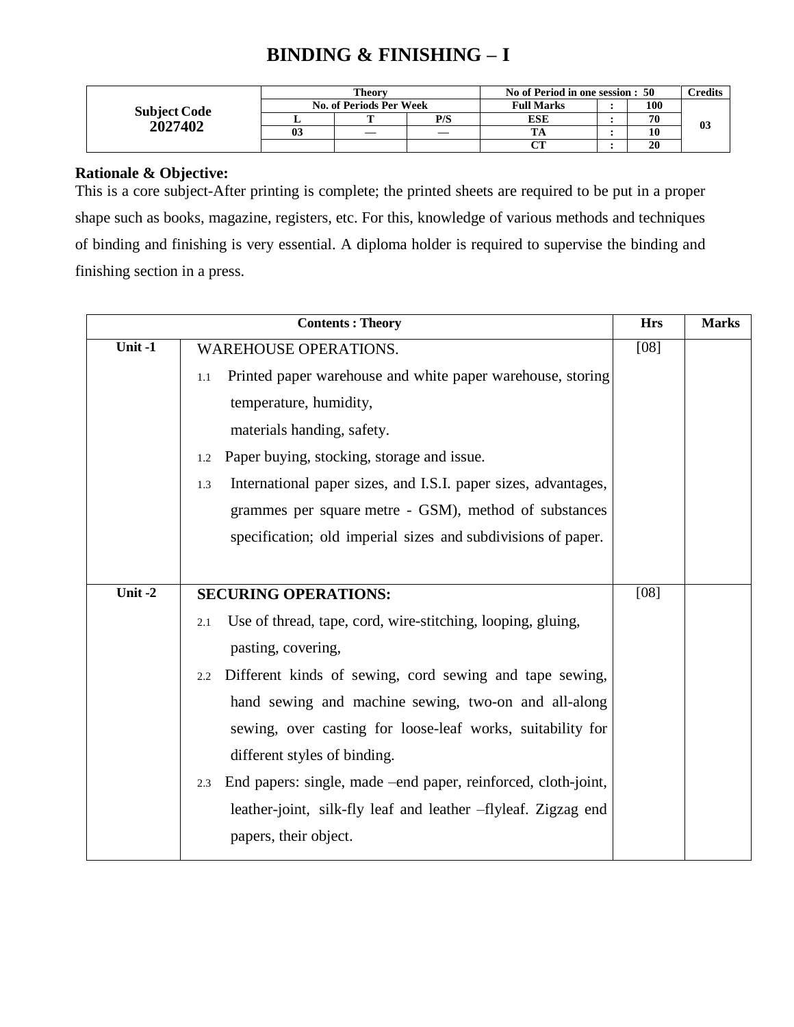# BINDING & FINISHING – I

| Subject Code 2027402 | Theory | | | No of Period in one session : 50 | | | Credits |
|---|---|---|---|---|---|---|---|
| | No. of Periods Per Week | | | Full Marks | : | 100 | 03 |
| | L | T | P/S | ESE | : | 70 | |
| | 03 | — | — | TA | : | 10 | |
| | | | | CT | : | 20 | |

**Rationale & Objective:**

This is a core subject-After printing is complete; the printed sheets are required to be put in a proper shape such as books, magazine, registers, etc. For this, knowledge of various methods and techniques of binding and finishing is very essential. A diploma holder is required to supervise the binding and finishing section in a press.

| Contents : Theory | | Hrs | Marks |
|---|---|---|---|
| Unit -1 | WAREHOUSE OPERATIONS.<br>1.1 Printed paper warehouse and white paper warehouse, storing temperature, humidity, materials handing, safety.<br>1.2 Paper buying, stocking, storage and issue.<br>1.3 International paper sizes, and I.S.I. paper sizes, advantages, grammes per square metre - GSM), method of substances specification; old imperial sizes and subdivisions of paper. | [08] | |
| Unit -2 | **SECURING OPERATIONS:**<br>2.1 Use of thread, tape, cord, wire-stitching, looping, gluing, pasting, covering,<br>2.2 Different kinds of sewing, cord sewing and tape sewing, hand sewing and machine sewing, two-on and all-along sewing, over casting for loose-leaf works, suitability for different styles of binding.<br>2.3 End papers: single, made –end paper, reinforced, cloth-joint, leather-joint, silk-fly leaf and leather –flyleaf. Zigzag end papers, their object. | [08] | |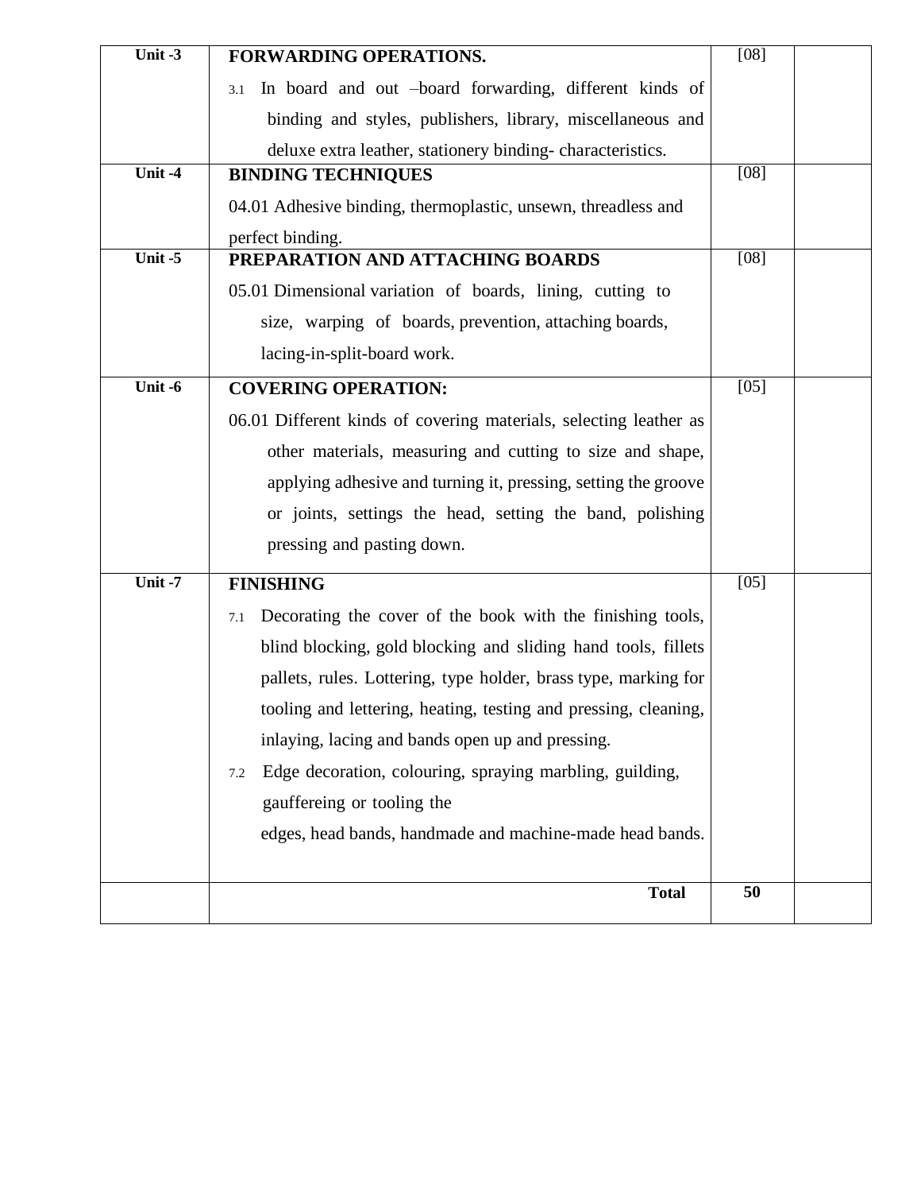| Unit | Content | Marks | |
|---|---|---|---|
| Unit -3 | **FORWARDING OPERATIONS.**<br>3.1 In board and out –board forwarding, different kinds of binding and styles, publishers, library, miscellaneous and deluxe extra leather, stationery binding- characteristics. | [08] | |
| Unit -4 | **BINDING TECHNIQUES**<br>04.01 Adhesive binding, thermoplastic, unsewn, threadless and perfect binding. | [08] | |
| Unit -5 | **PREPARATION AND ATTACHING BOARDS**<br>05.01 Dimensional variation of boards, lining, cutting to size, warping of boards, prevention, attaching boards, lacing-in-split-board work. | [08] | |
| Unit -6 | **COVERING OPERATION:**<br>06.01 Different kinds of covering materials, selecting leather as other materials, measuring and cutting to size and shape, applying adhesive and turning it, pressing, setting the groove or joints, settings the head, setting the band, polishing pressing and pasting down. | [05] | |
| Unit -7 | **FINISHING**<br>7.1 Decorating the cover of the book with the finishing tools, blind blocking, gold blocking and sliding hand tools, fillets pallets, rules. Lottering, type holder, brass type, marking for tooling and lettering, heating, testing and pressing, cleaning, inlaying, lacing and bands open up and pressing.<br>7.2 Edge decoration, colouring, spraying marbling, guilding, gauffereing or tooling the edges, head bands, handmade and machine-made head bands. | [05] | |
| | **Total** | **50** | |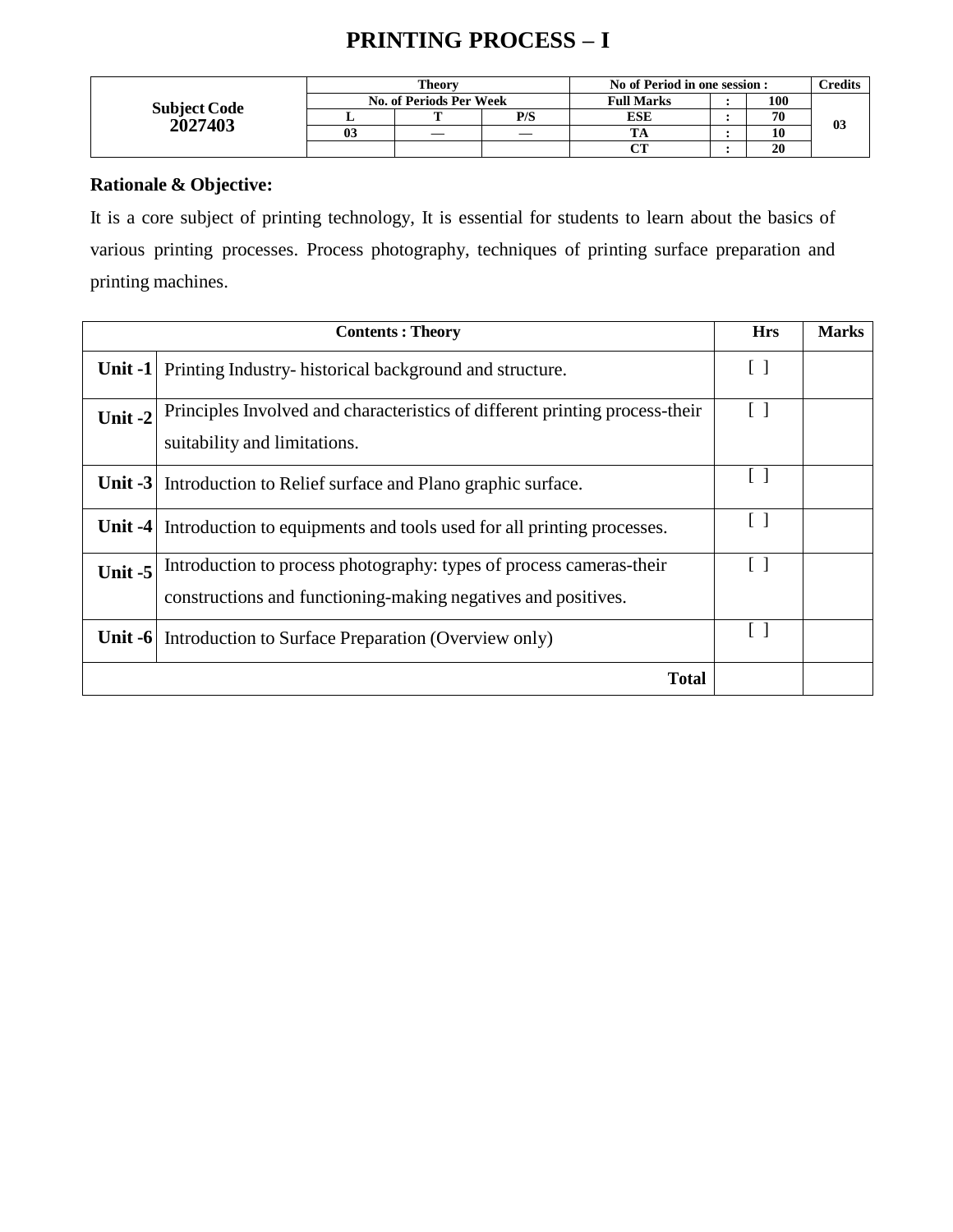# PRINTING PROCESS – I

| Subject Code | Theory | | | No of Period in one session : | | | Credits |
|---|---|---|---|---|---|---|---|
| | No. of Periods Per Week | | | Full Marks | : | 100 | |
| **2027403** | L | T | P/S | ESE | : | 70 | 03 |
| | 03 | — | — | TA | : | 10 | |
| | | | | CT | : | 20 | |

**Rationale & Objective:**

It is a core subject of printing technology, It is essential for students to learn about the basics of various printing processes. Process photography, techniques of printing surface preparation and printing machines.

| | Contents : Theory | Hrs | Marks |
|---|---|---|---|
| **Unit -1** | Printing Industry- historical background and structure. | [ ] | |
| **Unit -2** | Principles Involved and characteristics of different printing process-their suitability and limitations. | [ ] | |
| **Unit -3** | Introduction to Relief surface and Plano graphic surface. | [ ] | |
| **Unit -4** | Introduction to equipments and tools used for all printing processes. | [ ] | |
| **Unit -5** | Introduction to process photography: types of process cameras-their constructions and functioning-making negatives and positives. | [ ] | |
| **Unit -6** | Introduction to Surface Preparation (Overview only) | [ ] | |
| | **Total** | | |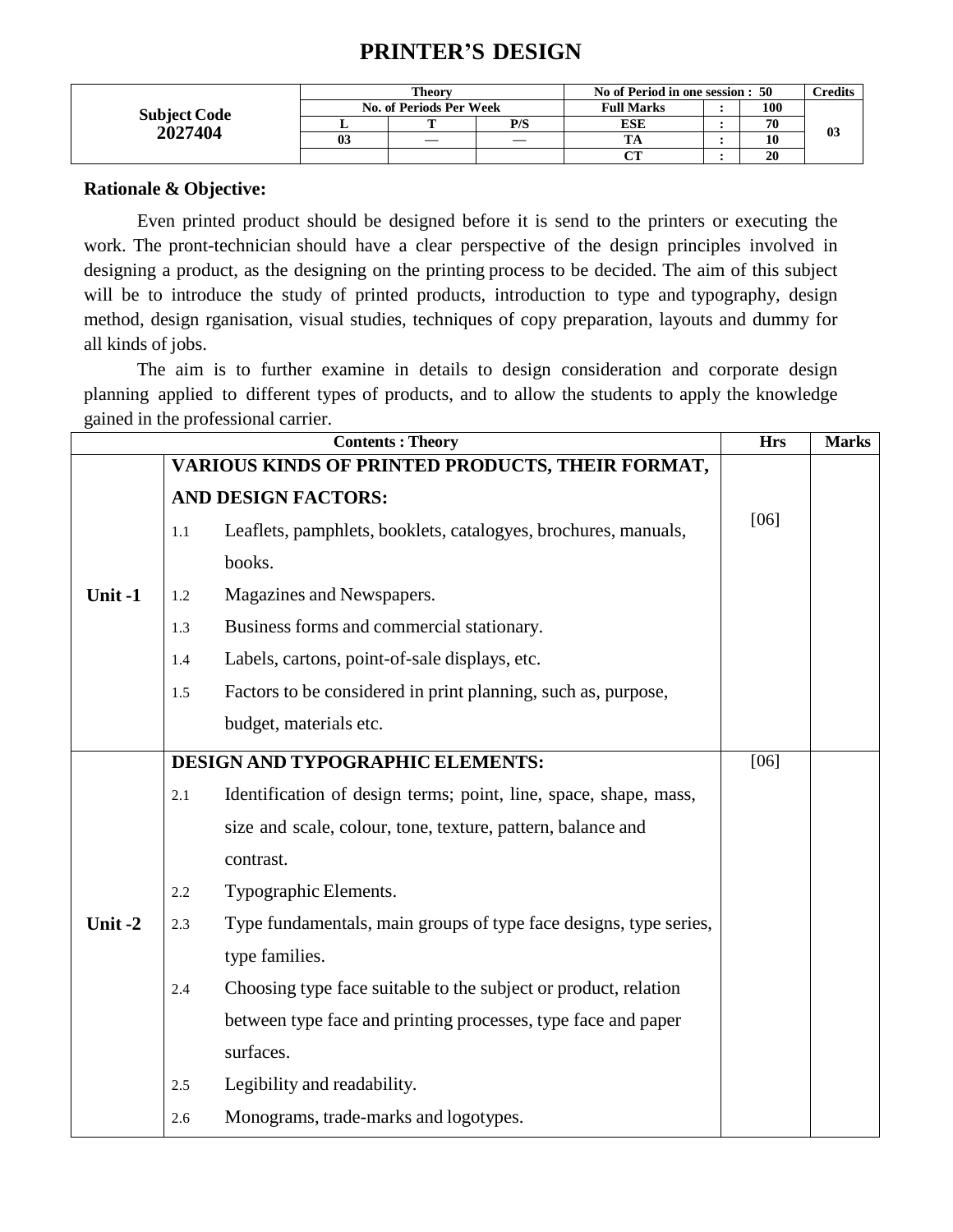# PRINTER'S DESIGN

| Subject Code | Theory | | | No of Period in one session : 50 | | | Credits |
|---|---|---|---|---|---|---|---|
| 2027404 | No. of Periods Per Week | | | Full Marks | : | 100 | 03 |
| | L | T | P/S | ESE | : | 70 | |
| | 03 | — | — | TA | : | 10 | |
| | | | | CT | : | 20 | |

**Rationale & Objective:**

Even printed product should be designed before it is send to the printers or executing the work. The pront-technician should have a clear perspective of the design principles involved in designing a product, as the designing on the printing process to be decided. The aim of this subject will be to introduce the study of printed products, introduction to type and typography, design method, design rganisation, visual studies, techniques of copy preparation, layouts and dummy for all kinds of jobs.

The aim is to further examine in details to design consideration and corporate design planning applied to different types of products, and to allow the students to apply the knowledge gained in the professional carrier.

| Contents : Theory | | Hrs | Marks |
|---|---|---|---|
| **Unit -1** | **VARIOUS KINDS OF PRINTED PRODUCTS, THEIR FORMAT, AND DESIGN FACTORS:**<br>1.1 Leaflets, pamphlets, booklets, catalogyes, brochures, manuals, books.<br>1.2 Magazines and Newspapers.<br>1.3 Business forms and commercial stationary.<br>1.4 Labels, cartons, point-of-sale displays, etc.<br>1.5 Factors to be considered in print planning, such as, purpose, budget, materials etc. | [06] | |
| **Unit -2** | **DESIGN AND TYPOGRAPHIC ELEMENTS:**<br>2.1 Identification of design terms; point, line, space, shape, mass, size and scale, colour, tone, texture, pattern, balance and contrast.<br>2.2 Typographic Elements.<br>2.3 Type fundamentals, main groups of type face designs, type series, type families.<br>2.4 Choosing type face suitable to the subject or product, relation between type face and printing processes, type face and paper surfaces.<br>2.5 Legibility and readability.<br>2.6 Monograms, trade-marks and logotypes. | [06] | |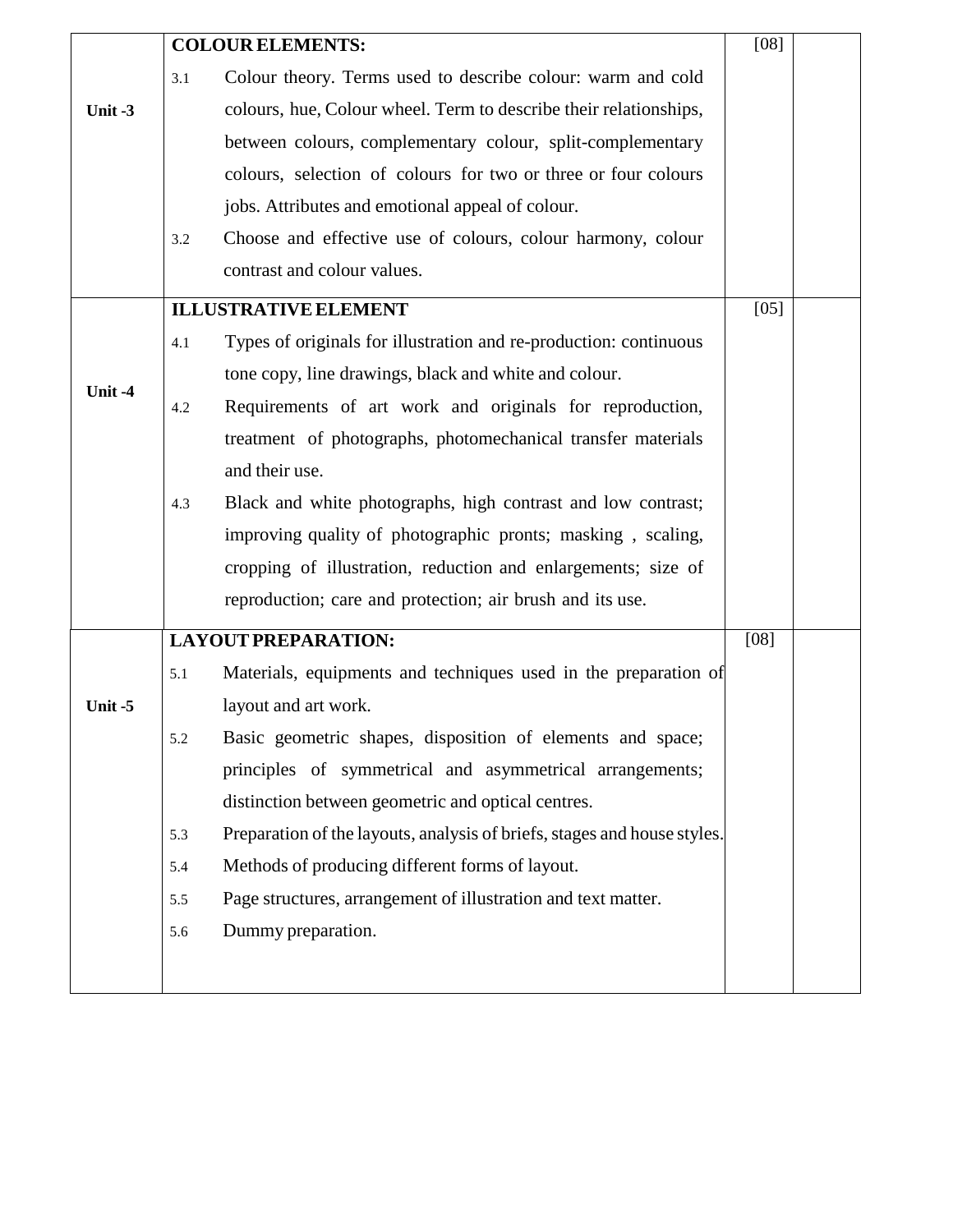| | | | |
|---|---|---|---|
| **Unit -3** | **COLOUR ELEMENTS:**<br>3.1 Colour theory. Terms used to describe colour: warm and cold colours, hue, Colour wheel. Term to describe their relationships, between colours, complementary colour, split-complementary colours, selection of colours for two or three or four colours jobs. Attributes and emotional appeal of colour.<br>3.2 Choose and effective use of colours, colour harmony, colour contrast and colour values. | [08] | |
| **Unit -4** | **ILLUSTRATIVE ELEMENT**<br>4.1 Types of originals for illustration and re-production: continuous tone copy, line drawings, black and white and colour.<br>4.2 Requirements of art work and originals for reproduction, treatment of photographs, photomechanical transfer materials and their use.<br>4.3 Black and white photographs, high contrast and low contrast; improving quality of photographic pronts; masking , scaling, cropping of illustration, reduction and enlargements; size of reproduction; care and protection; air brush and its use. | [05] | |
| **Unit -5** | **LAYOUT PREPARATION:**<br>5.1 Materials, equipments and techniques used in the preparation of layout and art work.<br>5.2 Basic geometric shapes, disposition of elements and space; principles of symmetrical and asymmetrical arrangements; distinction between geometric and optical centres.<br>5.3 Preparation of the layouts, analysis of briefs, stages and house styles.<br>5.4 Methods of producing different forms of layout.<br>5.5 Page structures, arrangement of illustration and text matter.<br>5.6 Dummy preparation. | [08] | |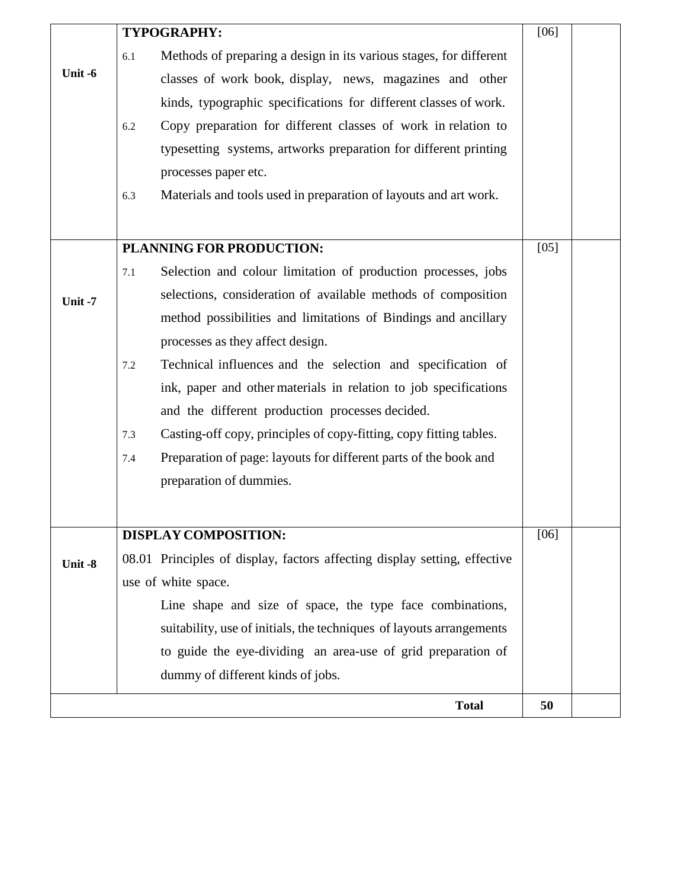| | | | |
|---|---|---|---|
| Unit -6 | **TYPOGRAPHY:**<br>6.1 Methods of preparing a design in its various stages, for different classes of work book, display, news, magazines and other kinds, typographic specifications for different classes of work.<br>6.2 Copy preparation for different classes of work in relation to typesetting systems, artworks preparation for different printing processes paper etc.<br>6.3 Materials and tools used in preparation of layouts and art work. | [06] | |
| Unit -7 | **PLANNING FOR PRODUCTION:**<br>7.1 Selection and colour limitation of production processes, jobs selections, consideration of available methods of composition method possibilities and limitations of Bindings and ancillary processes as they affect design.<br>7.2 Technical influences and the selection and specification of ink, paper and other materials in relation to job specifications and the different production processes decided.<br>7.3 Casting-off copy, principles of copy-fitting, copy fitting tables.<br>7.4 Preparation of page: layouts for different parts of the book and preparation of dummies. | [05] | |
| Unit -8 | **DISPLAY COMPOSITION:**<br>08.01 Principles of display, factors affecting display setting, effective use of white space.<br>Line shape and size of space, the type face combinations, suitability, use of initials, the techniques of layouts arrangements to guide the eye-dividing an area-use of grid preparation of dummy of different kinds of jobs. | [06] | |
| | **Total** | **50** | |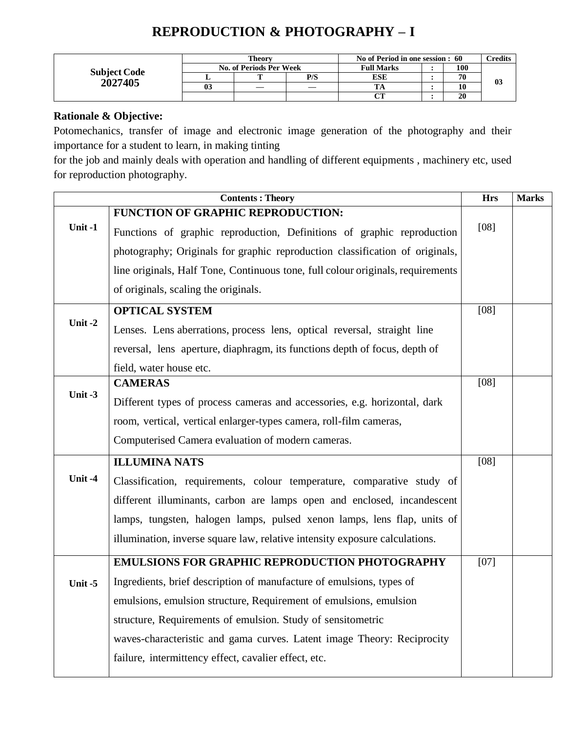# REPRODUCTION & PHOTOGRAPHY – I

| Subject Code 2027405 | Theory | | | No of Period in one session : 60 | | | Credits |
|---|---|---|---|---|---|---|---|
| | No. of Periods Per Week | | | Full Marks | : | 100 | 03 |
| | L | T | P/S | ESE | : | 70 | |
| | 03 | — | — | TA | : | 10 | |
| | | | | CT | : | 20 | |

**Rationale & Objective:**

Potomechanics, transfer of image and electronic image generation of the photography and their importance for a student to learn, in making tinting
for the job and mainly deals with operation and handling of different equipments , machinery etc, used for reproduction photography.

| Contents : Theory | | Hrs | Marks |
|---|---|---|---|
| Unit -1 | **FUNCTION OF GRAPHIC REPRODUCTION:** Functions of graphic reproduction, Definitions of graphic reproduction photography; Originals for graphic reproduction classification of originals, line originals, Half Tone, Continuous tone, full colour originals, requirements of originals, scaling the originals. | [08] | |
| Unit -2 | **OPTICAL SYSTEM** Lenses. Lens aberrations, process lens, optical reversal, straight line reversal, lens aperture, diaphragm, its functions depth of focus, depth of field, water house etc. | [08] | |
| Unit -3 | **CAMERAS** Different types of process cameras and accessories, e.g. horizontal, dark room, vertical, vertical enlarger-types camera, roll-film cameras, Computerised Camera evaluation of modern cameras. | [08] | |
| Unit -4 | **ILLUMINA NATS** Classification, requirements, colour temperature, comparative study of different illuminants, carbon are lamps open and enclosed, incandescent lamps, tungsten, halogen lamps, pulsed xenon lamps, lens flap, units of illumination, inverse square law, relative intensity exposure calculations. | [08] | |
| Unit -5 | **EMULSIONS FOR GRAPHIC REPRODUCTION PHOTOGRAPHY** Ingredients, brief description of manufacture of emulsions, types of emulsions, emulsion structure, Requirement of emulsions, emulsion structure, Requirements of emulsion. Study of sensitometric waves-characteristic and gama curves. Latent image Theory: Reciprocity failure, intermittency effect, cavalier effect, etc. | [07] | |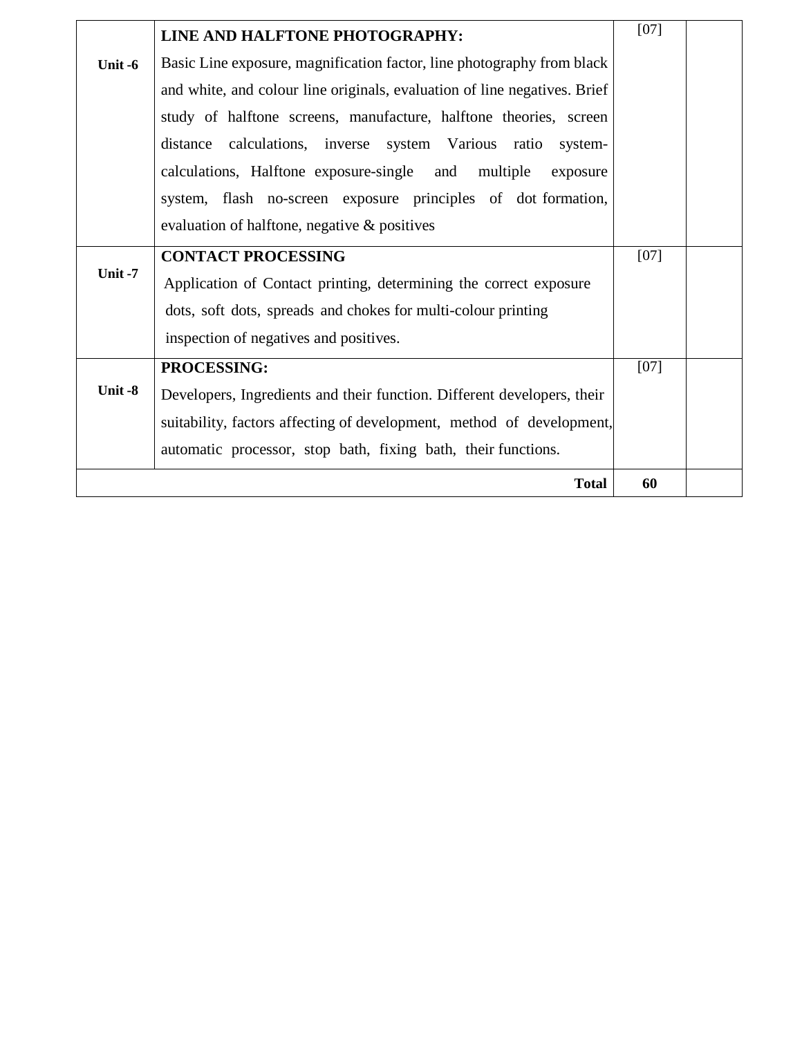| | | | |
|---|---|---|---|
| **Unit -6** | **LINE AND HALFTONE PHOTOGRAPHY:** Basic Line exposure, magnification factor, line photography from black and white, and colour line originals, evaluation of line negatives. Brief study of halftone screens, manufacture, halftone theories, screen distance calculations, inverse system Various ratio system-calculations, Halftone exposure-single and multiple exposure system, flash no-screen exposure principles of dot formation, evaluation of halftone, negative & positives | [07] | |
| **Unit -7** | **CONTACT PROCESSING** Application of Contact printing, determining the correct exposure dots, soft dots, spreads and chokes for multi-colour printing inspection of negatives and positives. | [07] | |
| **Unit -8** | **PROCESSING:** Developers, Ingredients and their function. Different developers, their suitability, factors affecting of development, method of development, automatic processor, stop bath, fixing bath, their functions. | [07] | |
| | **Total** | **60** | |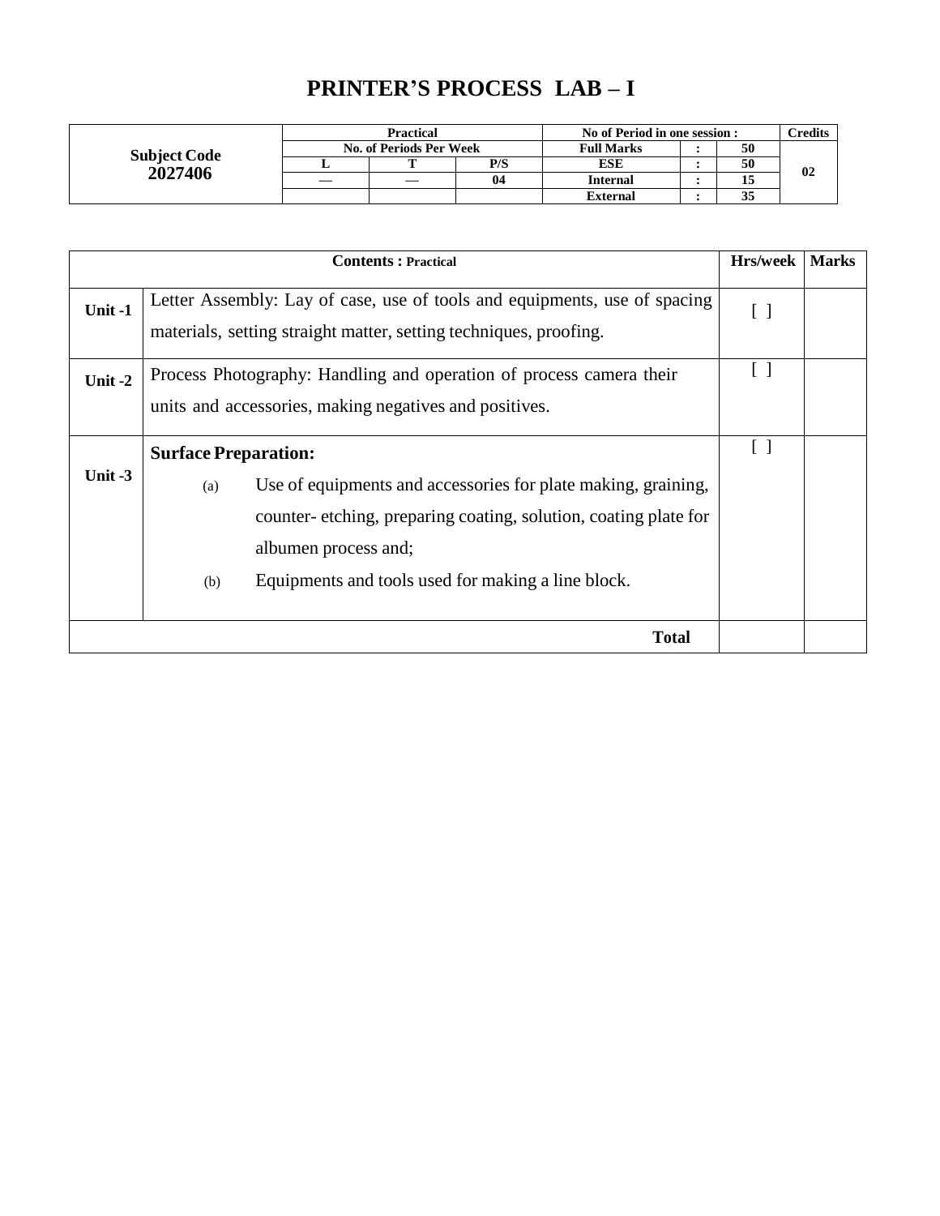# PRINTER'S PROCESS LAB – I

| Subject Code | Practical | | | No of Period in one session : | | | Credits |
|---|---|---|---|---|---|---|---|
| | No. of Periods Per Week | | | Full Marks | : | 50 | |
| **2027406** | L | T | P/S | ESE | : | 50 | 02 |
| | — | — | 04 | Internal | : | 15 | |
| | | | | External | : | 35 | |

| | Contents : Practical | Hrs/week | Marks |
|---|---|---|---|
| **Unit -1** | Letter Assembly: Lay of case, use of tools and equipments, use of spacing materials, setting straight matter, setting techniques, proofing. | [ ] | |
| **Unit -2** | Process Photography: Handling and operation of process camera their units and accessories, making negatives and positives. | [ ] | |
| **Unit -3** | **Surface Preparation:** (a) Use of equipments and accessories for plate making, graining, counter- etching, preparing coating, solution, coating plate for albumen process and; (b) Equipments and tools used for making a line block. | [ ] | |
| | **Total** | | |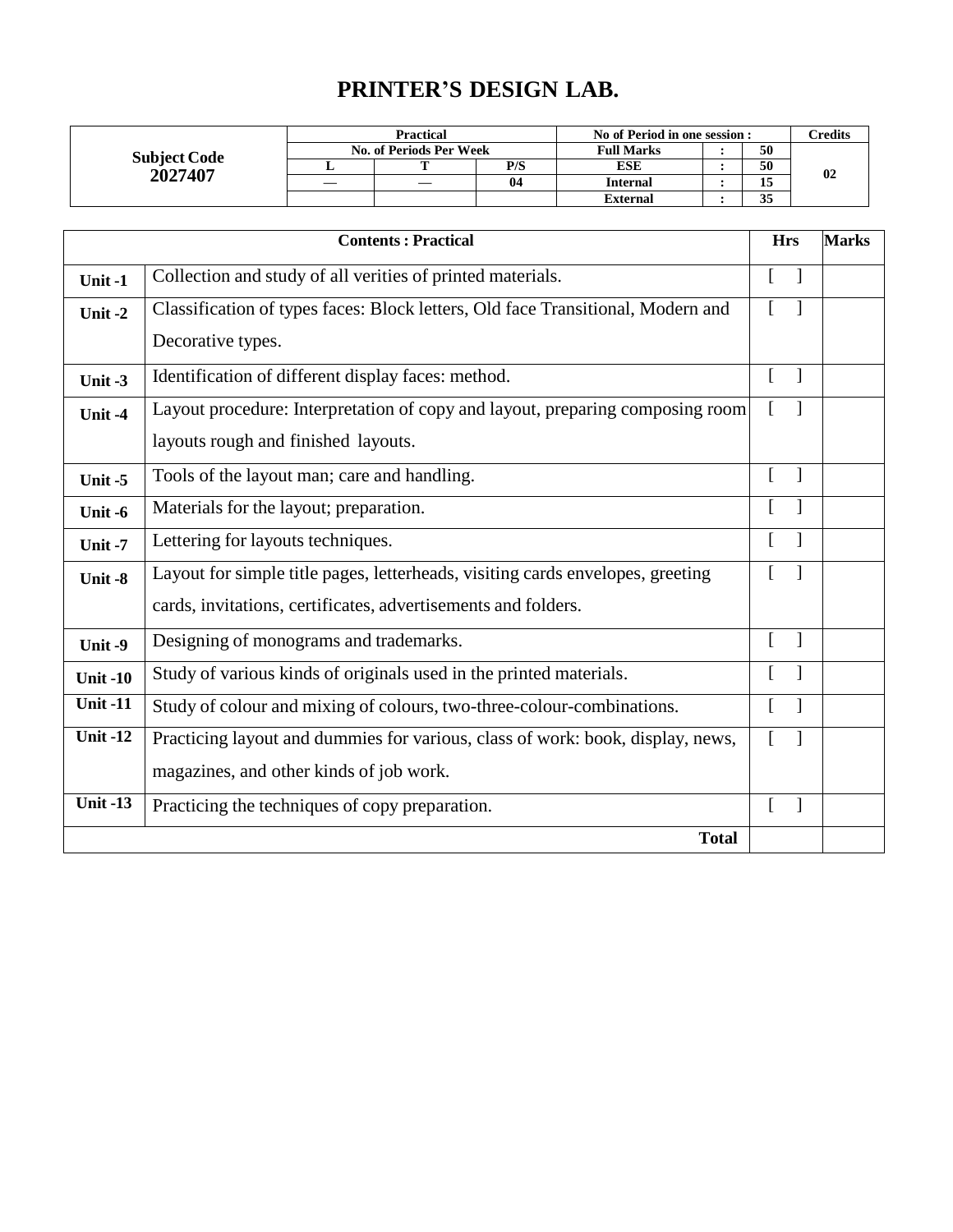# PRINTER'S DESIGN LAB.

| Subject Code | Practical | | | No of Period in one session : | | | Credits |
|---|---|---|---|---|---|---|---|
| **2027407** | No. of Periods Per Week | | | Full Marks | : | 50 | 02 |
| | L | T | P/S | ESE | : | 50 | |
| | — | — | 04 | Internal | : | 15 | |
| | | | | External | : | 35 | |

| | Contents : Practical | Hrs | Marks |
|---|---|---|---|
| **Unit -1** | Collection and study of all verities of printed materials. | [ ] | |
| **Unit -2** | Classification of types faces: Block letters, Old face Transitional, Modern and Decorative types. | [ ] | |
| **Unit -3** | Identification of different display faces: method. | [ ] | |
| **Unit -4** | Layout procedure: Interpretation of copy and layout, preparing composing room layouts rough and finished layouts. | [ ] | |
| **Unit -5** | Tools of the layout man; care and handling. | [ ] | |
| **Unit -6** | Materials for the layout; preparation. | [ ] | |
| **Unit -7** | Lettering for layouts techniques. | [ ] | |
| **Unit -8** | Layout for simple title pages, letterheads, visiting cards envelopes, greeting cards, invitations, certificates, advertisements and folders. | [ ] | |
| **Unit -9** | Designing of monograms and trademarks. | [ ] | |
| **Unit -10** | Study of various kinds of originals used in the printed materials. | [ ] | |
| **Unit -11** | Study of colour and mixing of colours, two-three-colour-combinations. | [ ] | |
| **Unit -12** | Practicing layout and dummies for various, class of work: book, display, news, magazines, and other kinds of job work. | [ ] | |
| **Unit -13** | Practicing the techniques of copy preparation. | [ ] | |
| | **Total** | | |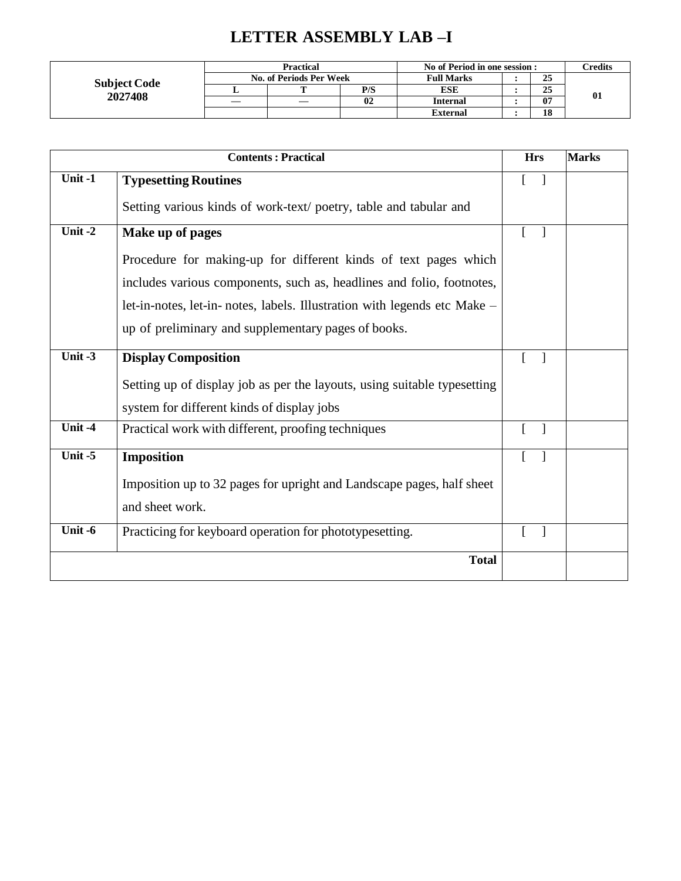# LETTER ASSEMBLY LAB –I

| Subject Code 2027408 | Practical | | | No of Period in one session : | | | Credits |
|---|---|---|---|---|---|---|---|
| | No. of Periods Per Week | | | Full Marks | : | 25 | 01 |
| | L | T | P/S | ESE | : | 25 | |
| | — | — | 02 | Internal | : | 07 | |
| | | | | External | : | 18 | |

| Contents : Practical | | Hrs | Marks |
|---|---|---|---|
| Unit -1 | **Typesetting Routines**<br>Setting various kinds of work-text/ poetry, table and tabular and | [ ] | |
| Unit -2 | **Make up of pages**<br>Procedure for making-up for different kinds of text pages which includes various components, such as, headlines and folio, footnotes, let-in-notes, let-in- notes, labels. Illustration with legends etc Make – up of preliminary and supplementary pages of books. | [ ] | |
| Unit -3 | **Display Composition**<br>Setting up of display job as per the layouts, using suitable typesetting system for different kinds of display jobs | [ ] | |
| Unit -4 | Practical work with different, proofing techniques | [ ] | |
| Unit -5 | **Imposition**<br>Imposition up to 32 pages for upright and Landscape pages, half sheet and sheet work. | [ ] | |
| Unit -6 | Practicing for keyboard operation for phototypesetting. | [ ] | |
| | **Total** | | |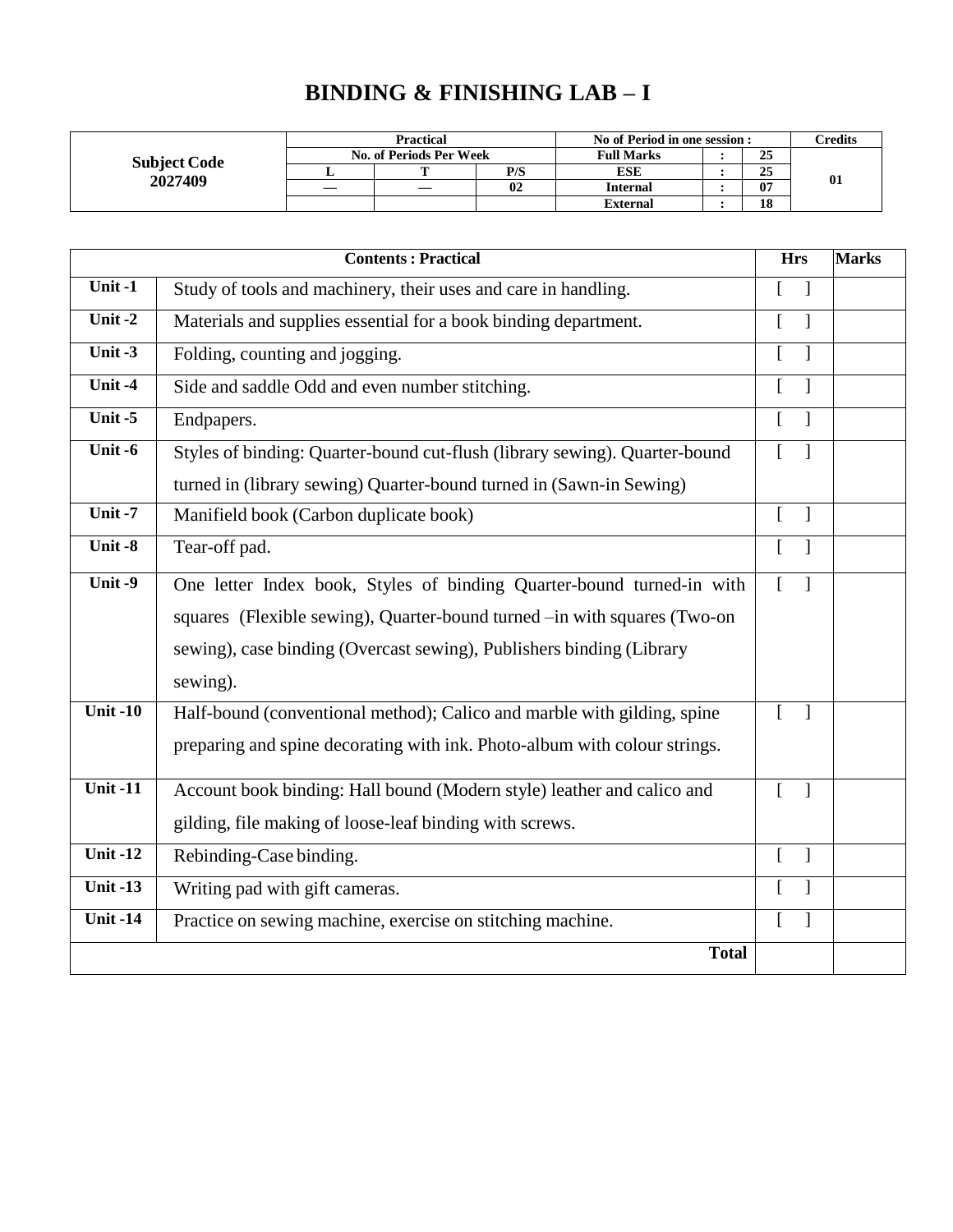# BINDING & FINISHING LAB – I

| Subject Code 2027409 | Practical | | | No of Period in one session : | | | Credits |
|---|---|---|---|---|---|---|---|
| | No. of Periods Per Week | | | Full Marks | : | 25 | 01 |
| | L | T | P/S | ESE | : | 25 | |
| | — | — | 02 | Internal | : | 07 | |
| | | | | External | : | 18 | |

| Contents : Practical | | Hrs | Marks |
|---|---|---|---|
| Unit -1 | Study of tools and machinery, their uses and care in handling. | [ ] | |
| Unit -2 | Materials and supplies essential for a book binding department. | [ ] | |
| Unit -3 | Folding, counting and jogging. | [ ] | |
| Unit -4 | Side and saddle Odd and even number stitching. | [ ] | |
| Unit -5 | Endpapers. | [ ] | |
| Unit -6 | Styles of binding: Quarter-bound cut-flush (library sewing). Quarter-bound turned in (library sewing) Quarter-bound turned in (Sawn-in Sewing) | [ ] | |
| Unit -7 | Manifield book (Carbon duplicate book) | [ ] | |
| Unit -8 | Tear-off pad. | [ ] | |
| Unit -9 | One letter Index book, Styles of binding Quarter-bound turned-in with squares (Flexible sewing), Quarter-bound turned –in with squares (Two-on sewing), case binding (Overcast sewing), Publishers binding (Library sewing). | [ ] | |
| Unit -10 | Half-bound (conventional method); Calico and marble with gilding, spine preparing and spine decorating with ink. Photo-album with colour strings. | [ ] | |
| Unit -11 | Account book binding: Hall bound (Modern style) leather and calico and gilding, file making of loose-leaf binding with screws. | [ ] | |
| Unit -12 | Rebinding-Case binding. | [ ] | |
| Unit -13 | Writing pad with gift cameras. | [ ] | |
| Unit -14 | Practice on sewing machine, exercise on stitching machine. | [ ] | |
| | **Total** | | |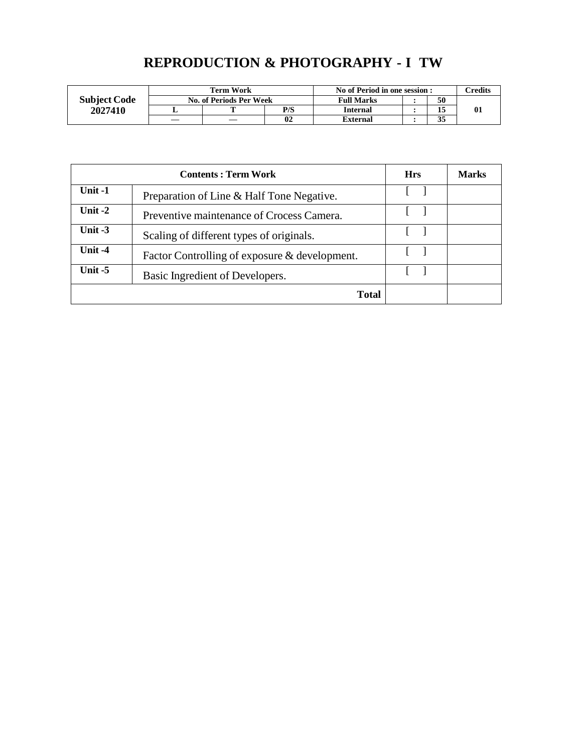# REPRODUCTION & PHOTOGRAPHY - I TW

| Subject Code 2027410 | Term Work | | | No of Period in one session : | | | Credits |
|---|---|---|---|---|---|---|---|
| | No. of Periods Per Week | | | Full Marks | : | 50 | 01 |
| | L | T | P/S | Internal | : | 15 | |
| | — | — | 02 | External | : | 35 | |

| Contents : Term Work | | Hrs | Marks |
|---|---|---|---|
| Unit -1 | Preparation of Line & Half Tone Negative. | [ ] | |
| Unit -2 | Preventive maintenance of Crocess Camera. | [ ] | |
| Unit -3 | Scaling of different types of originals. | [ ] | |
| Unit -4 | Factor Controlling of exposure & development. | [ ] | |
| Unit -5 | Basic Ingredient of Developers. | [ ] | |
| | **Total** | | |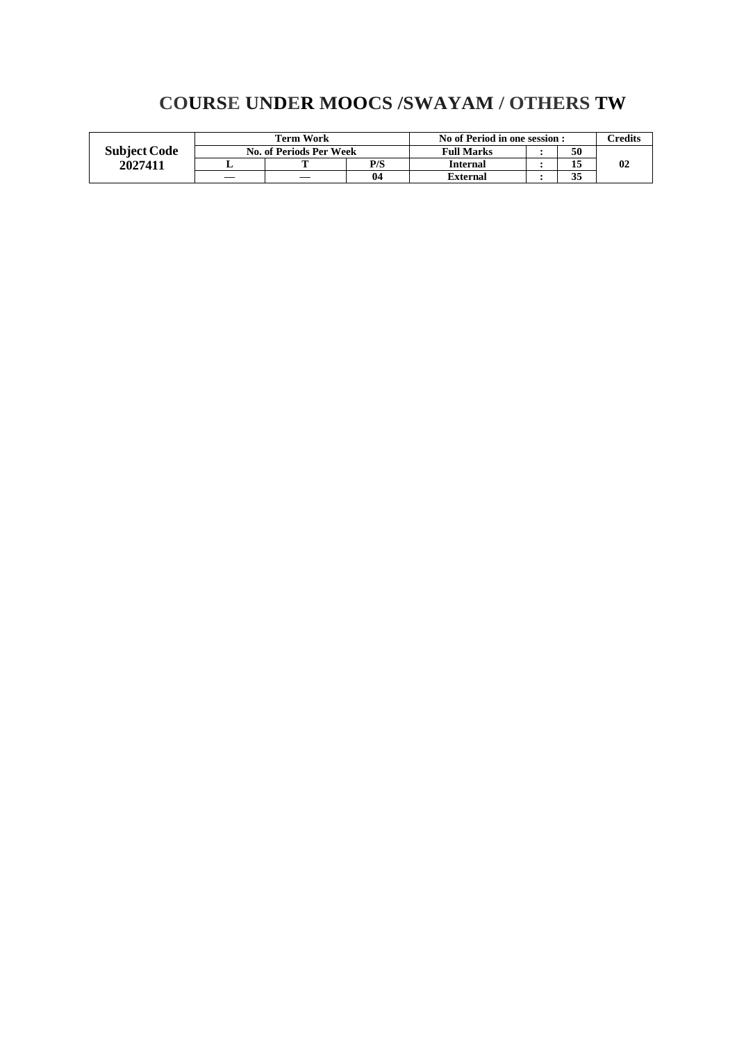# COURSE UNDER MOOCS /SWAYAM / OTHERS TW

| Subject Code 2027411 | Term Work | | | No of Period in one session : | | | Credits |
|---|---|---|---|---|---|---|---|
| | No. of Periods Per Week | | | Full Marks | : | 50 | 02 |
| | L | T | P/S | Internal | : | 15 | |
| | — | — | 04 | External | : | 35 | |